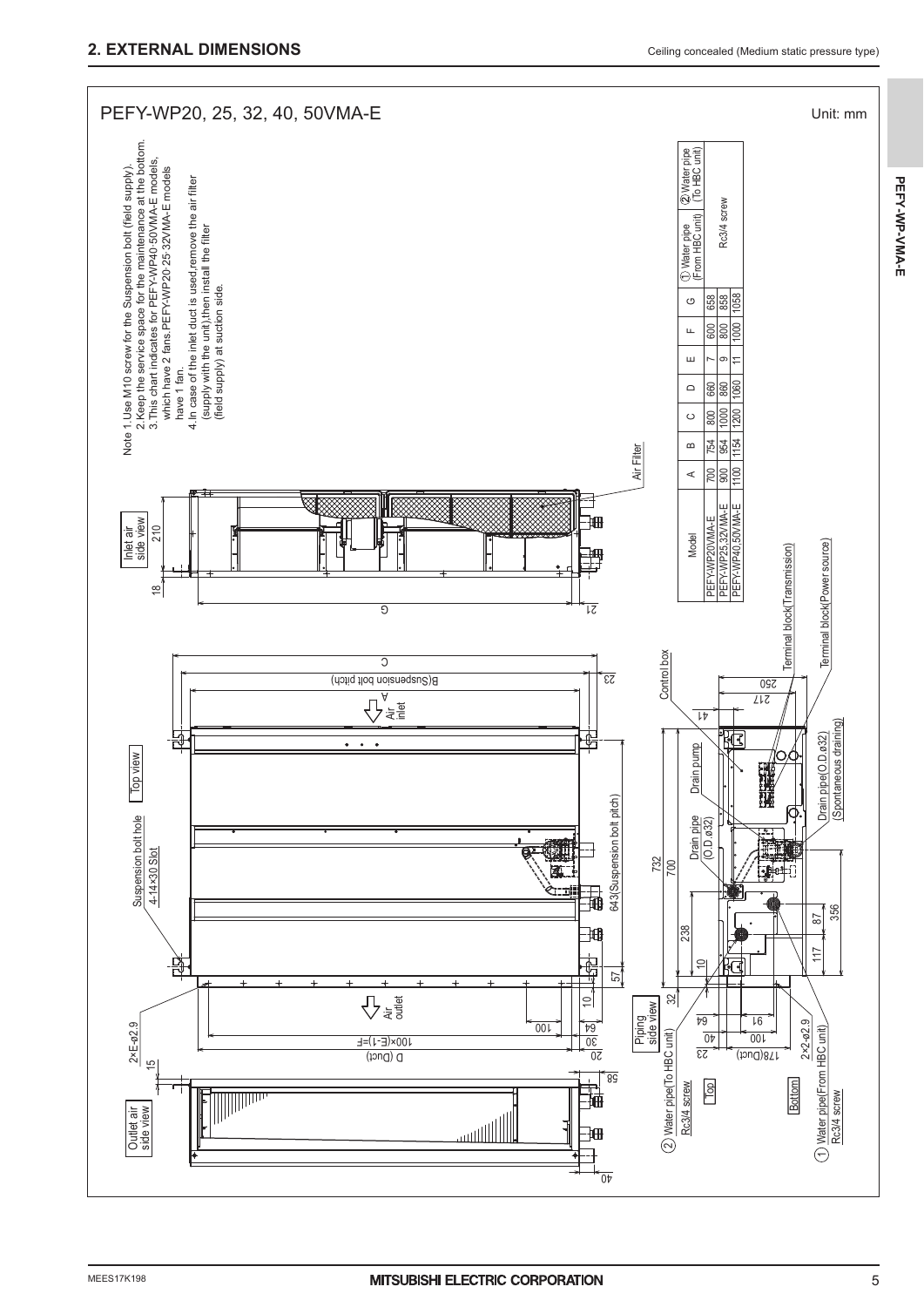## 2. EXTERNAL DIMENSIONS

Ceiling concealed (Medium static pressure type)

### PEFY-WP20, 25, 32, 40, 50VMA-E

Unit: mm

Note 1. Use M10 screw for the Suspension bolt (field supply).
2. Keep the service space for the maintenance at the bottom.
3. This chart indicates for PEFY-WP40·50VMA-E models, which have 2 fans. PEFY-WP20·25·32VMA-E models have 1 fan.
4. In case of the inlet duct is used, remove the air filter (supply with the unit), then install the filter (field supply) at suction side.

| Model | A | B | C | D | E | F | G | ① Water pipe (From HBC unit) | ② Water pipe (To HBC unit) |
|---|---|---|---|---|---|---|---|---|---|
| PEFY-WP20VMA-E | 700 | 754 | 800 | 660 | 7 | 600 | 658 | Rc3/4 screw | |
| PEFY-WP25,32VMA-E | 900 | 954 | 1000 | 860 | 9 | 800 | 858 | | |
| PEFY-WP40,50VMA-E | 1100 | 1154 | 1200 | 1060 | 11 | 1000 | 1058 | | |

Outlet air side view · Top view · Inlet air side view · Piping side view

Suspension bolt hole 4-14×30 Slot; 2×E-φ2.9; 100×(E-1)=F; D (Duct); Air outlet; Air inlet; B(Suspension bolt pitch); 643(Suspension bolt pitch); Air Filter; Control box; Drain pump; Drain pipe (O.D.φ32); Drain pipe(O.D.φ32) (Spontaneous draining); Terminal block(Transmission); Terminal block(Power source); 2×2-φ2.9; 178(Duct)

① Water pipe(From HBC unit) Rc3/4 screw

② Water pipe(To HBC unit) Rc3/4 screw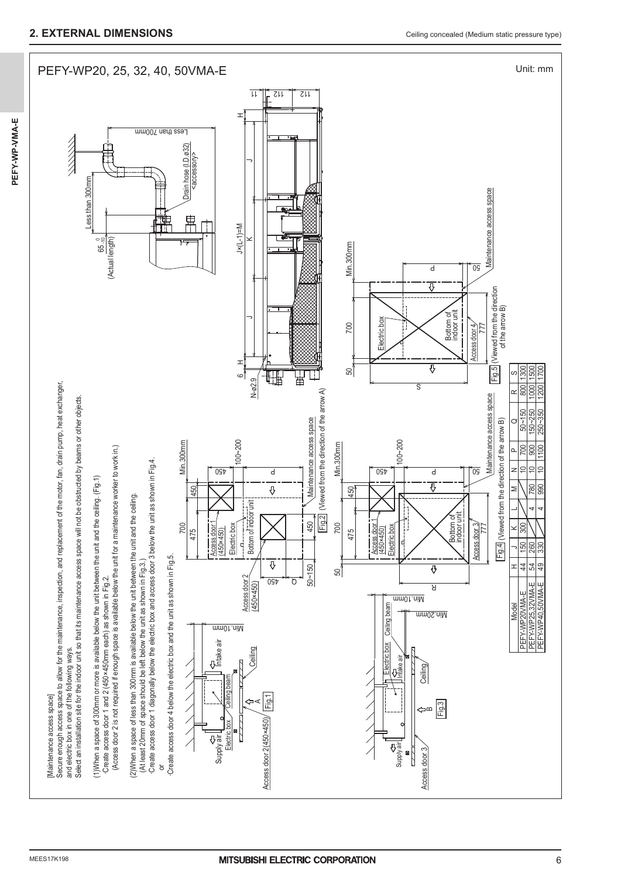## 2. EXTERNAL DIMENSIONS

Ceiling concealed (Medium static pressure type)

### PEFY-WP20, 25, 32, 40, 50VMA-E

Unit: mm

[Maintenance access space]
Secure enough access space to allow for the maintenance, inspection, and replacement of the motor, fan, drain pump, heat exchanger, and electric box in one of the following ways.
Select an installation site for the indoor unit so that its maintenance access space will not be obstructed by beams or other objects.

(1)When a space of 300mm or more is available below the unit between the unit and the ceiling. (Fig.1)
·Create access door 1 and 2 (450×450mm each) as shown in Fig.2.
(Access door 2 is not required if enough space is available below the unit for a maintenance worker to work in.)

(2)When a space of less than 300mm is available below the unit between the unit and the ceiling.
(At least 20mm of space should be left below the unit as shown in Fig.3.)
·Create access door 1 diagonally below the electric box and access door 3 below the unit as shown in Fig.4.
or
·Create access door 4 below the electric box and the unit as shown in Fig.5.

Fig.1

Fig.2 (Viewed from the direction of the arrow A)

Fig.3

Fig.4 (Viewed from the direction of the arrow B)

Fig.5 (Viewed from the direction of the arrow B)

| Model | H | J | K | L | M | N | P | Q | R | S |
|---|---|---|---|---|---|---|---|---|---|---|
| PEFY-WP20VMA-E | 44 | 150 | 300 | | | 10 | 700 | 50~150 | 800 | 1300 |
| PEFY-WP25,32VMA-E | 54 | 260 | | 4 | 780 | 10 | 900 | 150~250 | 1000 | 1500 |
| PEFY-WP40,50VMA-E | 49 | 330 | | 4 | 990 | 10 | 1100 | 250~350 | 1200 | 1700 |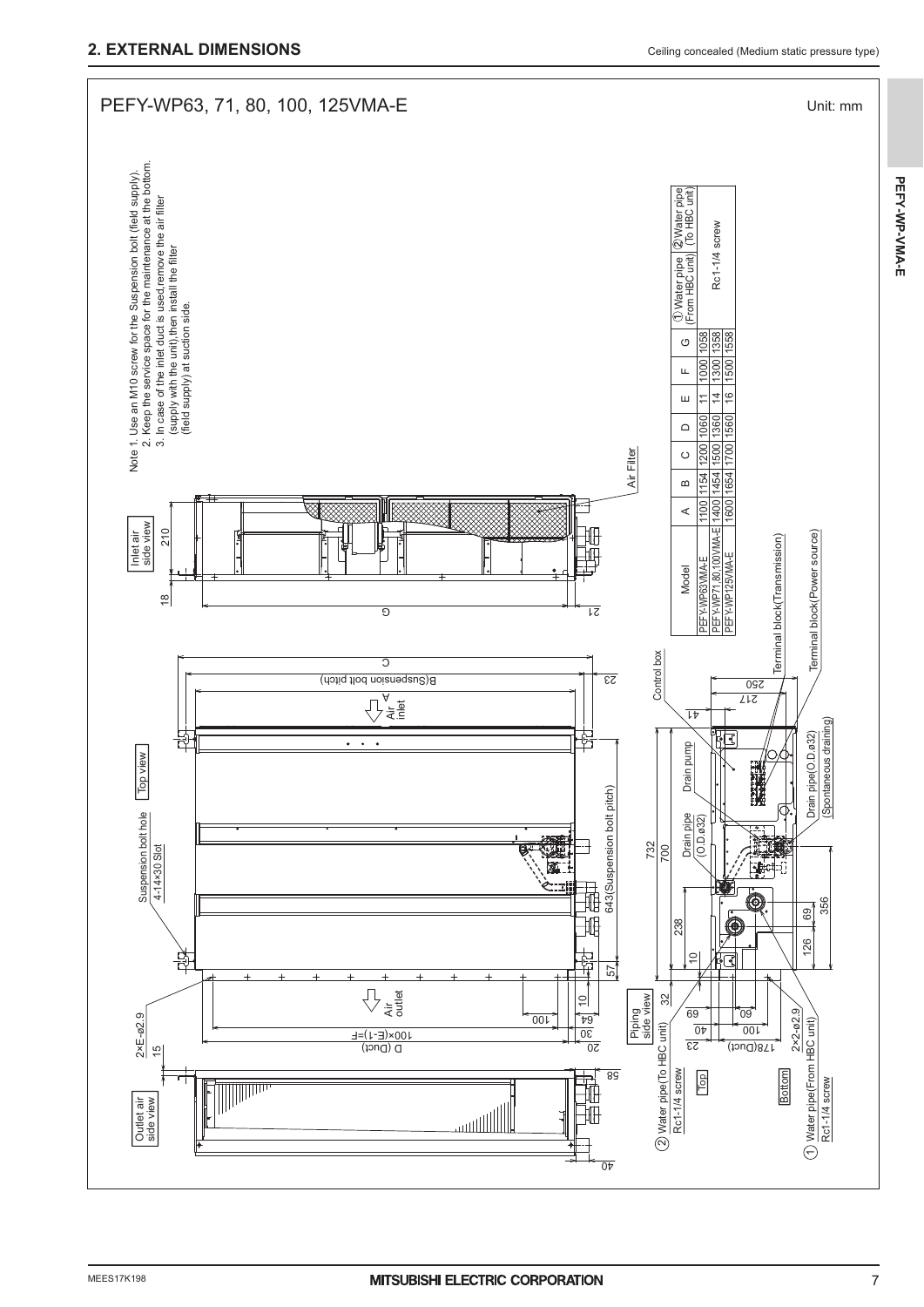## 2. EXTERNAL DIMENSIONS

Ceiling concealed (Medium static pressure type)

### PEFY-WP63, 71, 80, 100, 125VMA-E

Unit: mm

Note 1. Use an M10 screw for the Suspension bolt (field supply).
2. Keep the service space for the maintenance at the bottom.
3. In case of the inlet duct is used,remove the air filter (supply with the unit),then install the filter (field supply) at suction side.

| Model | A | B | C | D | E | F | G | ① Water pipe (From HBC unit) | ② Water pipe (To HBC unit) |
|---|---|---|---|---|---|---|---|---|---|
| PEFY-WP63VMA-E | 1100 | 1154 | 1200 | 1060 | 11 | 1000 | 1058 | Rc1-1/4 screw | |
| PEFY-WP71,80,100VMA-E | 1400 | 1454 | 1500 | 1360 | 14 | 1300 | 1358 | | |
| PEFY-WP125VMA-E | 1600 | 1654 | 1700 | 1560 | 16 | 1500 | 1558 | | |

Inlet air side view

Top view

Outlet air side view

Piping side view

Suspension bolt hole 4-14×30 Slot

2×E-ø2.9

Air Filter

Control box

Drain pump

Drain pipe (O.D.ø32)

Terminal block(Transmission)

Terminal block(Power source)

Drain pipe(O.D.ø32) (Spontaneous draining)

643(Suspension bolt pitch)

B(Suspension bolt pitch)

100×(E-1)=F

D (Duct)

178(Duct)

2×2-ø2.9

Top

Bottom

② Water pipe(To HBC unit) Rc1-1/4 screw

① Water pipe(From HBC unit) Rc1-1/4 screw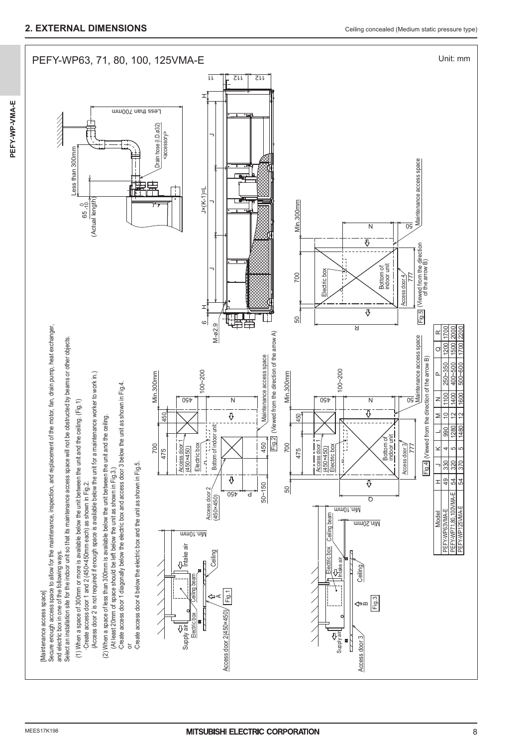## 2. EXTERNAL DIMENSIONS

Ceiling concealed (Medium static pressure type)

### PEFY-WP63, 71, 80, 100, 125VMA-E

Unit: mm

[Maintenance access space]

Secure enough access space to allow for the maintenance, inspection, and replacement of the motor, fan, drain pump, heat exchanger, and electric box in one of the following ways.

Select an installation site for the indoor unit so that its maintenance access space will not be obstructed by beams or other objects.

(1) When a space of 300mm or more is available below the unit between the unit and the ceiling. (Fig.1)
- ·Create access door 1 and 2 (450×450mm each) as shown in Fig.2.
  (Access door 2 is not required if enough space is available below the unit for a maintenance worker to work in.)

(2) When a space of less than 300mm is available below the unit between the unit and the ceiling.
(At least 20mm of space should be left below the unit as shown in Fig.3.)
- ·Create access door 1 diagonally below the electric box and access door 3 below the unit as shown in Fig.4.

or
- ·Create access door 4 below the electric box and the unit as shown in Fig.5.

Fig.1

Supply air
Electric box
Ceiling beam
Intake air
Min.10mm
Ceiling
A
Access door 2(450×450)

Fig.2 (Viewed from the direction of the arrow A)

700
475
450
Min.300mm
Access door 1 (450×450)
Electric box
Bottom of indoor unit
Access door 2 (450×450)
450
450
450
100~200
50~150
P
N
Maintenance access space

Fig.3

Supply air
Electric box
Intake air
Ceiling beam
Min.10mm
Min.20mm
Ceiling
B
Access door 3

Fig.4 (Viewed from the direction of the arrow B)

50
700
475
450
Min.300mm
Access door 1 (450×450)
Electric box
Bottom of indoor unit
Access door 3
777
450
100~200
Q
N
50
Maintenance access space

Fig.5 (Viewed from the direction of the arrow B)

50
700
Min.300mm
Electric box
Bottom of indoor unit
Access door 4
777
R
N
50
Maintenance access space

65 $^{0}_{-10}$ (Actual length)
Less than 300mm
Drain hose (I.D.ø32) <accessory>
Less than 700mm

6
M-ø2.9
H
J
J
J
H
J×(K-1)=L
11
112
112

| Model | H | J | K | L | M | N | P | Q | R |
|---|---|---|---|---|---|---|---|---|---|
| PEFY-WP63VMA-E | 49 | 330 | 4 | 990 | 10 | 1100 | 250~350 | 1200 | 1700 |
| PEFY-WP71,80,100VMA-E | 54 | 320 | 5 | 1280 | 12 | 1400 | 400~500 | 1500 | 2000 |
| PEFY-WP125VMA-E | 54 | 370 | 5 | 1480 | 12 | 1600 | 500~600 | 1700 | 2200 |